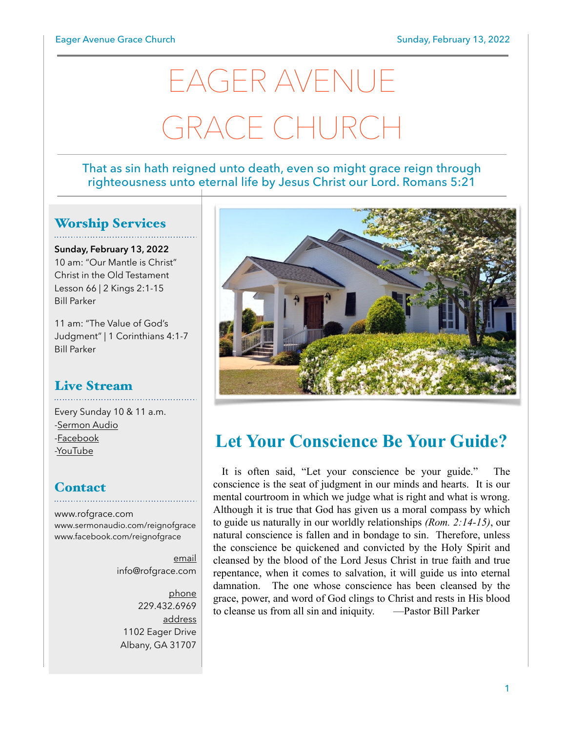# EAGER AVENUE GRACE CHURCH

That as sin hath reigned unto death, even so might grace reign through righteousness unto eternal life by Jesus Christ our Lord. Romans 5:21

## Worship Services

**Sunday, February 13, 2022**
10 am: "Our Mantle is Christ"
Christ in the Old Testament
Lesson 66 | 2 Kings 2:1-15
Bill Parker

11 am: "The Value of God's Judgment" | 1 Corinthians 4:1-7
Bill Parker

## Live Stream

Every Sunday 10 & 11 a.m.
-Sermon Audio
-Facebook
-YouTube

## Contact

www.rofgrace.com
www.sermonaudio.com/reignofgrace
www.facebook.com/reignofgrace

email
info@rofgrace.com

phone
229.432.6969

address
1102 Eager Drive
Albany, GA 31707

## Let Your Conscience Be Your Guide?

It is often said, "Let your conscience be your guide." The conscience is the seat of judgment in our minds and hearts. It is our mental courtroom in which we judge what is right and what is wrong. Although it is true that God has given us a moral compass by which to guide us naturally in our worldly relationships *(Rom. 2:14-15)*, our natural conscience is fallen and in bondage to sin. Therefore, unless the conscience be quickened and convicted by the Holy Spirit and cleansed by the blood of the Lord Jesus Christ in true faith and true repentance, when it comes to salvation, it will guide us into eternal damnation. The one whose conscience has been cleansed by the grace, power, and word of God clings to Christ and rests in His blood to cleanse us from all sin and iniquity. —Pastor Bill Parker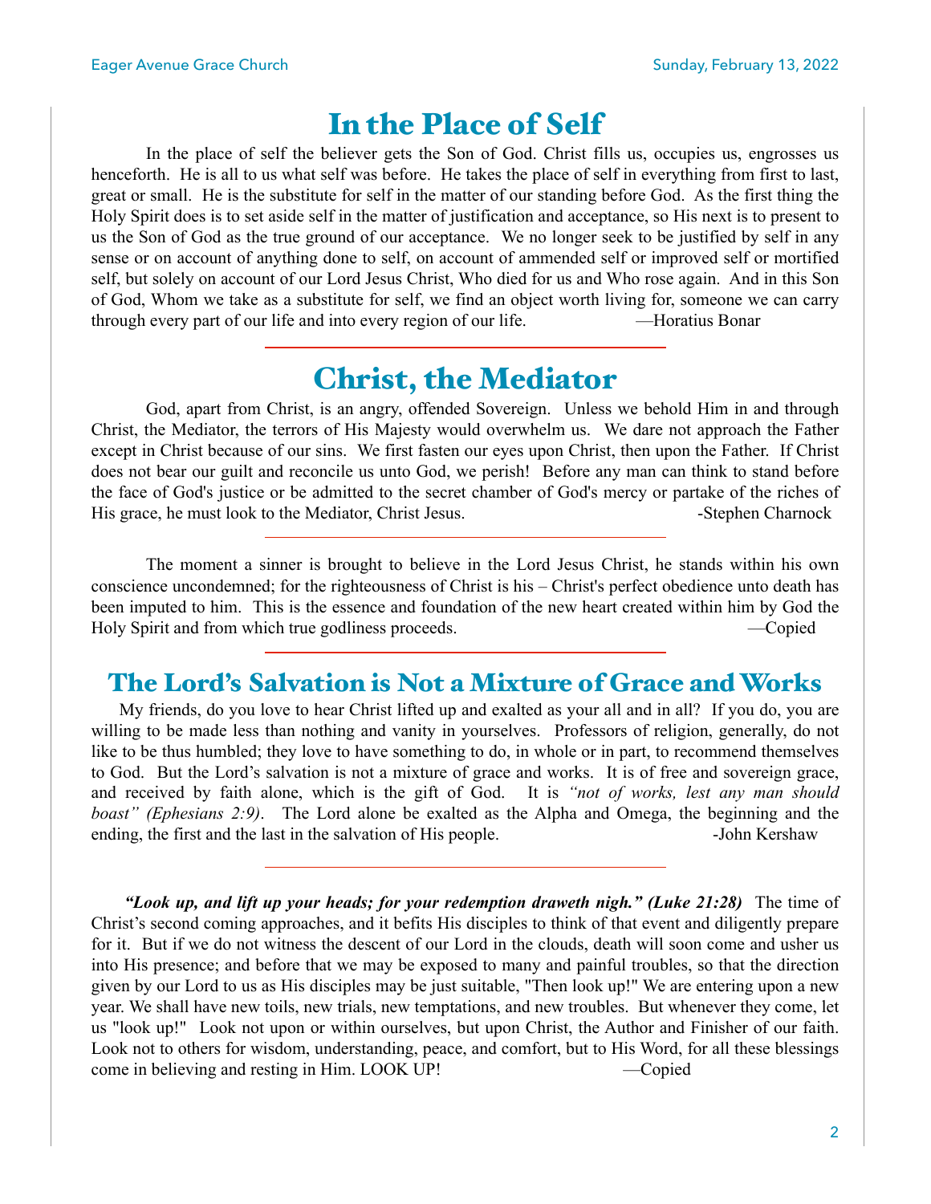# In the Place of Self

In the place of self the believer gets the Son of God. Christ fills us, occupies us, engrosses us henceforth. He is all to us what self was before. He takes the place of self in everything from first to last, great or small. He is the substitute for self in the matter of our standing before God. As the first thing the Holy Spirit does is to set aside self in the matter of justification and acceptance, so His next is to present to us the Son of God as the true ground of our acceptance. We no longer seek to be justified by self in any sense or on account of anything done to self, on account of ammended self or improved self or mortified self, but solely on account of our Lord Jesus Christ, Who died for us and Who rose again. And in this Son of God, Whom we take as a substitute for self, we find an object worth living for, someone we can carry through every part of our life and into every region of our life. —Horatius Bonar

---

# Christ, the Mediator

God, apart from Christ, is an angry, offended Sovereign. Unless we behold Him in and through Christ, the Mediator, the terrors of His Majesty would overwhelm us. We dare not approach the Father except in Christ because of our sins. We first fasten our eyes upon Christ, then upon the Father. If Christ does not bear our guilt and reconcile us unto God, we perish! Before any man can think to stand before the face of God's justice or be admitted to the secret chamber of God's mercy or partake of the riches of His grace, he must look to the Mediator, Christ Jesus. -Stephen Charnock

---

The moment a sinner is brought to believe in the Lord Jesus Christ, he stands within his own conscience uncondemned; for the righteousness of Christ is his – Christ's perfect obedience unto death has been imputed to him. This is the essence and foundation of the new heart created within him by God the Holy Spirit and from which true godliness proceeds. —Copied

---

## The Lord's Salvation is Not a Mixture of Grace and Works

My friends, do you love to hear Christ lifted up and exalted as your all and in all? If you do, you are willing to be made less than nothing and vanity in yourselves. Professors of religion, generally, do not like to be thus humbled; they love to have something to do, in whole or in part, to recommend themselves to God. But the Lord's salvation is not a mixture of grace and works. It is of free and sovereign grace, and received by faith alone, which is the gift of God. It is *"not of works, lest any man should boast" (Ephesians 2:9)*. The Lord alone be exalted as the Alpha and Omega, the beginning and the ending, the first and the last in the salvation of His people. -John Kershaw

---

***"Look up, and lift up your heads; for your redemption draweth nigh." (Luke 21:28)*** The time of Christ's second coming approaches, and it befits His disciples to think of that event and diligently prepare for it. But if we do not witness the descent of our Lord in the clouds, death will soon come and usher us into His presence; and before that we may be exposed to many and painful troubles, so that the direction given by our Lord to us as His disciples may be just suitable, "Then look up!" We are entering upon a new year. We shall have new toils, new trials, new temptations, and new troubles. But whenever they come, let us "look up!" Look not upon or within ourselves, but upon Christ, the Author and Finisher of our faith. Look not to others for wisdom, understanding, peace, and comfort, but to His Word, for all these blessings come in believing and resting in Him. LOOK UP! —Copied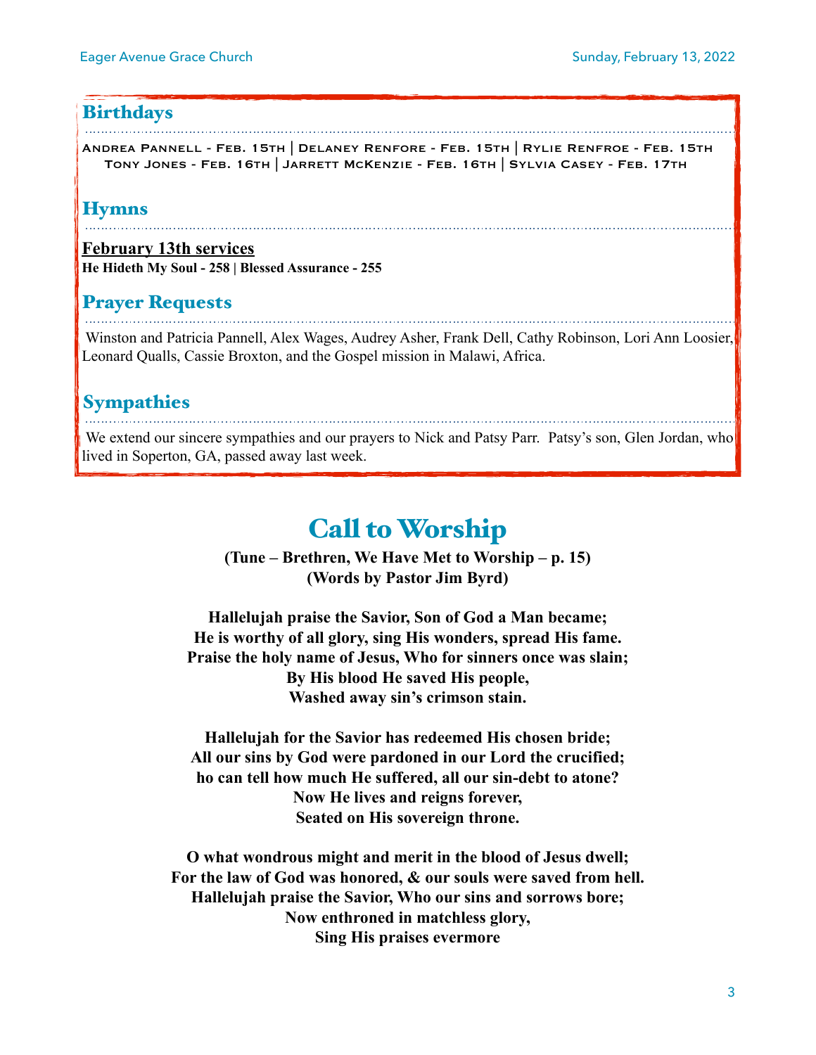## Birthdays

Andrea Pannell - Feb. 15th | Delaney Renfore - Feb. 15th | Rylie Renfroe - Feb. 15th
Tony Jones - Feb. 16th | Jarrett McKenzie - Feb. 16th | Sylvia Casey - Feb. 17th

## Hymns

**February 13th services**
**He Hideth My Soul - 258 | Blessed Assurance - 255**

## Prayer Requests

Winston and Patricia Pannell, Alex Wages, Audrey Asher, Frank Dell, Cathy Robinson, Lori Ann Loosier, Leonard Qualls, Cassie Broxton, and the Gospel mission in Malawi, Africa.

## Sympathies

We extend our sincere sympathies and our prayers to Nick and Patsy Parr. Patsy's son, Glen Jordan, who lived in Soperton, GA, passed away last week.

# Call to Worship

**(Tune – Brethren, We Have Met to Worship – p. 15)**
**(Words by Pastor Jim Byrd)**

**Hallelujah praise the Savior, Son of God a Man became;**
**He is worthy of all glory, sing His wonders, spread His fame.**
**Praise the holy name of Jesus, Who for sinners once was slain;**
**By His blood He saved His people,**
**Washed away sin's crimson stain.**

**Hallelujah for the Savior has redeemed His chosen bride;**
**All our sins by God were pardoned in our Lord the crucified;**
**ho can tell how much He suffered, all our sin-debt to atone?**
**Now He lives and reigns forever,**
**Seated on His sovereign throne.**

**O what wondrous might and merit in the blood of Jesus dwell;**
**For the law of God was honored, & our souls were saved from hell.**
**Hallelujah praise the Savior, Who our sins and sorrows bore;**
**Now enthroned in matchless glory,**
**Sing His praises evermore**